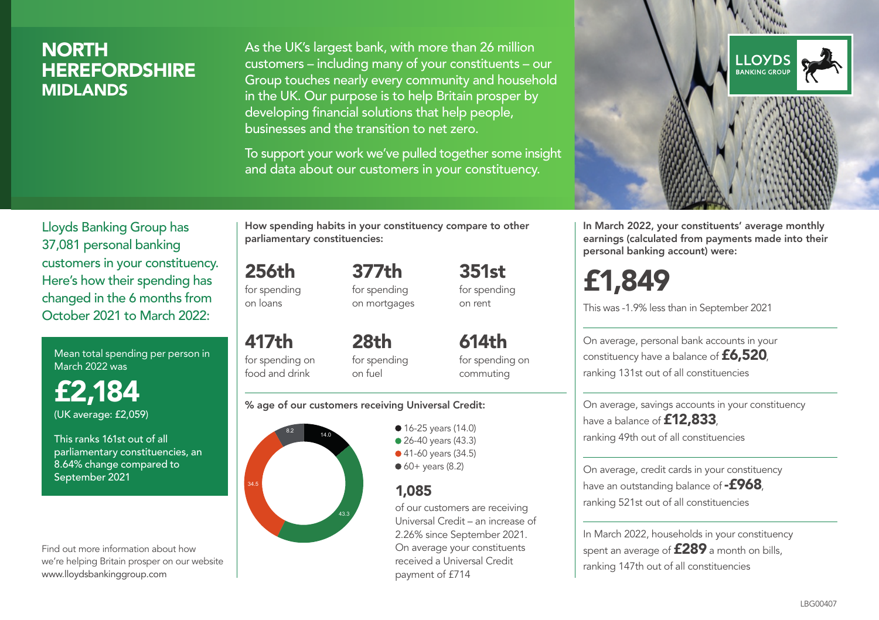# NORTH HEREFORDSHIRE
## MIDLANDS

As the UK's largest bank, with more than 26 million customers – including many of your constituents – our Group touches nearly every community and household in the UK. Our purpose is to help Britain prosper by developing financial solutions that help people, businesses and the transition to net zero.

To support your work we've pulled together some insight and data about our customers in your constituency.

LLOYDS BANKING GROUP

Lloyds Banking Group has 37,081 personal banking customers in your constituency. Here's how their spending has changed in the 6 months from October 2021 to March 2022:

Mean total spending per person in March 2022 was

**£2,184**
(UK average: £2,059)

This ranks 161st out of all parliamentary constituencies, an 8.64% change compared to September 2021

Find out more information about how we're helping Britain prosper on our website www.lloydsbankinggroup.com

**How spending habits in your constituency compare to other parliamentary constituencies:**

**256th** for spending on loans

**377th** for spending on mortgages

**351st** for spending on rent

**417th** for spending on food and drink

**28th** for spending on fuel

**614th** for spending on commuting

**% age of our customers receiving Universal Credit:**

- 16-25 years (14.0)
- 26-40 years (43.3)
- 41-60 years (34.5)
- 60+ years (8.2)

**1,085** of our customers are receiving Universal Credit – an increase of 2.26% since September 2021. On average your constituents received a Universal Credit payment of £714

**In March 2022, your constituents' average monthly earnings (calculated from payments made into their personal banking account) were:**

**£1,849**

This was -1.9% less than in September 2021

On average, personal bank accounts in your constituency have a balance of **£6,520**, ranking 131st out of all constituencies

On average, savings accounts in your constituency have a balance of **£12,833**, ranking 49th out of all constituencies

On average, credit cards in your constituency have an outstanding balance of **-£968**, ranking 521st out of all constituencies

In March 2022, households in your constituency spent an average of **£289** a month on bills, ranking 147th out of all constituencies

LBG00407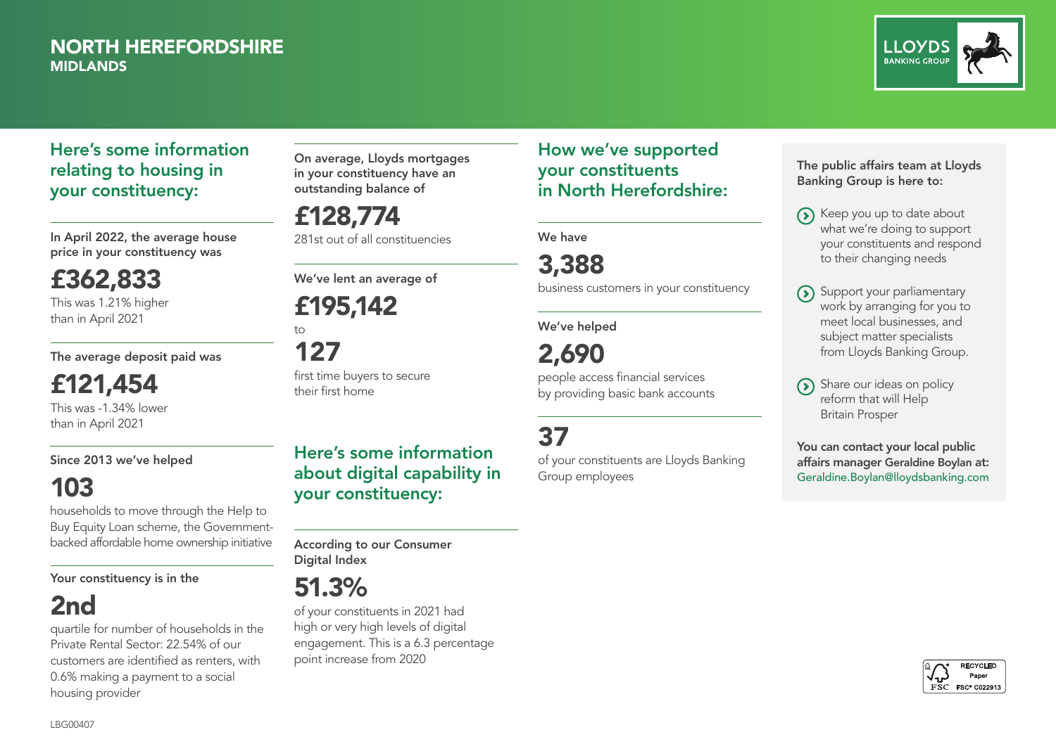# NORTH HEREFORDSHIRE
## MIDLANDS

## Here's some information relating to housing in your constituency:

In April 2022, the average house price in your constituency was

**£362,833**

This was 1.21% higher than in April 2021

The average deposit paid was

**£121,454**

This was -1.34% lower than in April 2021

Since 2013 we've helped

**103**

households to move through the Help to Buy Equity Loan scheme, the Government-backed affordable home ownership initiative

Your constituency is in the

**2nd**

quartile for number of households in the Private Rental Sector: 22.54% of our customers are identified as renters, with 0.6% making a payment to a social housing provider

On average, Lloyds mortgages in your constituency have an outstanding balance of

**£128,774**

281st out of all constituencies

We've lent an average of

**£195,142**

to

**127**

first time buyers to secure their first home

## Here's some information about digital capability in your constituency:

According to our Consumer Digital Index

**51.3%**

of your constituents in 2021 had high or very high levels of digital engagement. This is a 6.3 percentage point increase from 2020

## How we've supported your constituents in North Herefordshire:

We have

**3,388**

business customers in your constituency

We've helped

**2,690**

people access financial services by providing basic bank accounts

**37**

of your constituents are Lloyds Banking Group employees

The public affairs team at Lloyds Banking Group is here to:

- Keep you up to date about what we're doing to support your constituents and respond to their changing needs
- Support your parliamentary work by arranging for you to meet local businesses, and subject matter specialists from Lloyds Banking Group.
- Share our ideas on policy reform that will Help Britain Prosper

You can contact your local public affairs manager Geraldine Boylan at: Geraldine.Boylan@lloydsbanking.com

LBG00407